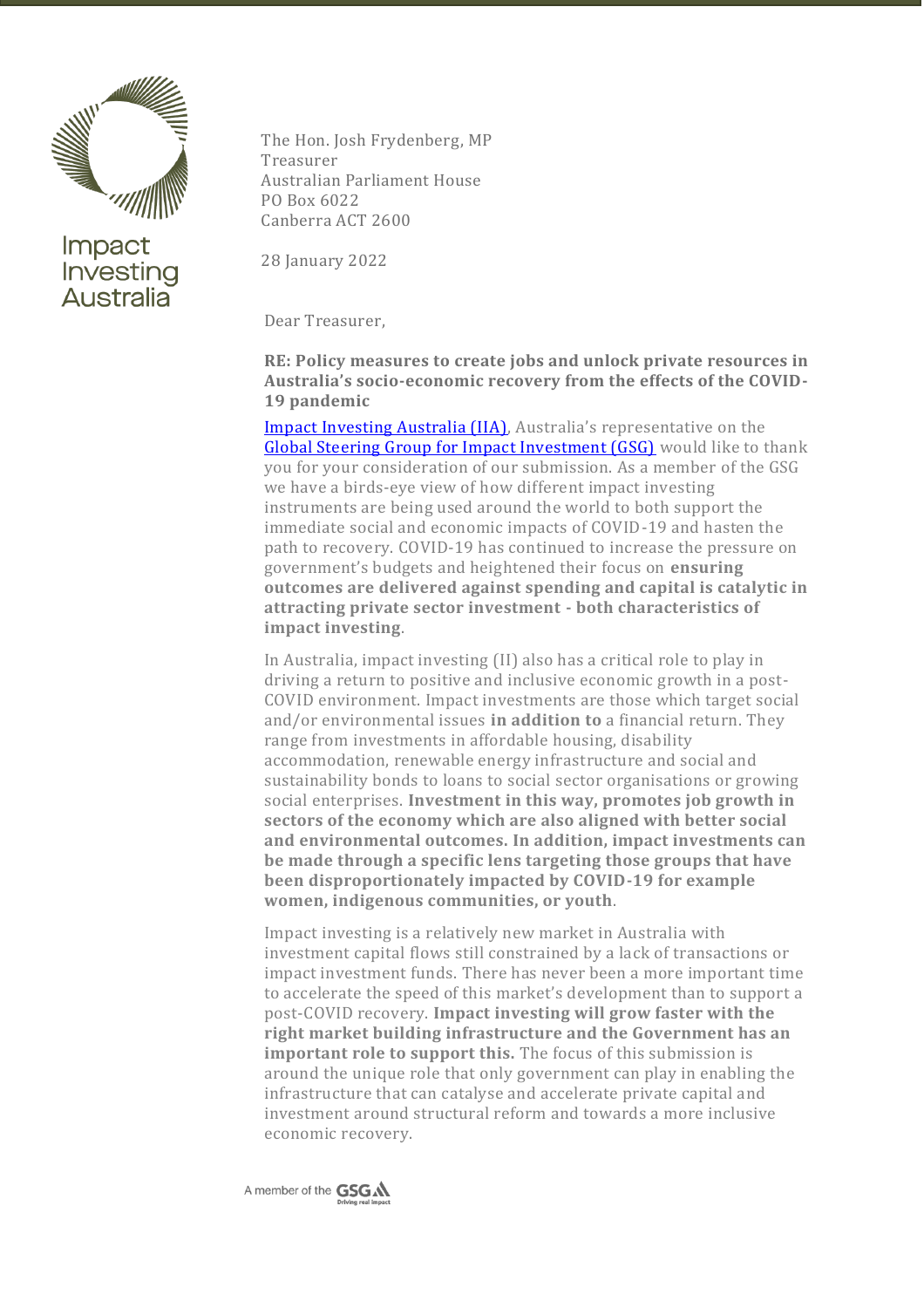Impact Investing Australia

The Hon. Josh Frydenberg, MP
Treasurer
Australian Parliament House
PO Box 6022
Canberra ACT 2600

28 January 2022

Dear Treasurer,

**RE: Policy measures to create jobs and unlock private resources in Australia's socio-economic recovery from the effects of the COVID-19 pandemic**

Impact Investing Australia (IIA), Australia's representative on the Global Steering Group for Impact Investment (GSG) would like to thank you for your consideration of our submission. As a member of the GSG we have a birds-eye view of how different impact investing instruments are being used around the world to both support the immediate social and economic impacts of COVID-19 and hasten the path to recovery. COVID-19 has continued to increase the pressure on government's budgets and heightened their focus on **ensuring outcomes are delivered against spending and capital is catalytic in attracting private sector investment - both characteristics of impact investing**.

In Australia, impact investing (II) also has a critical role to play in driving a return to positive and inclusive economic growth in a post-COVID environment. Impact investments are those which target social and/or environmental issues **in addition to** a financial return. They range from investments in affordable housing, disability accommodation, renewable energy infrastructure and social and sustainability bonds to loans to social sector organisations or growing social enterprises. **Investment in this way, promotes job growth in sectors of the economy which are also aligned with better social and environmental outcomes. In addition, impact investments can be made through a specific lens targeting those groups that have been disproportionately impacted by COVID-19 for example women, indigenous communities, or youth**.

Impact investing is a relatively new market in Australia with investment capital flows still constrained by a lack of transactions or impact investment funds. There has never been a more important time to accelerate the speed of this market's development than to support a post-COVID recovery. **Impact investing will grow faster with the right market building infrastructure and the Government has an important role to support this.** The focus of this submission is around the unique role that only government can play in enabling the infrastructure that can catalyse and accelerate private capital and investment around structural reform and towards a more inclusive economic recovery.

A member of the GSG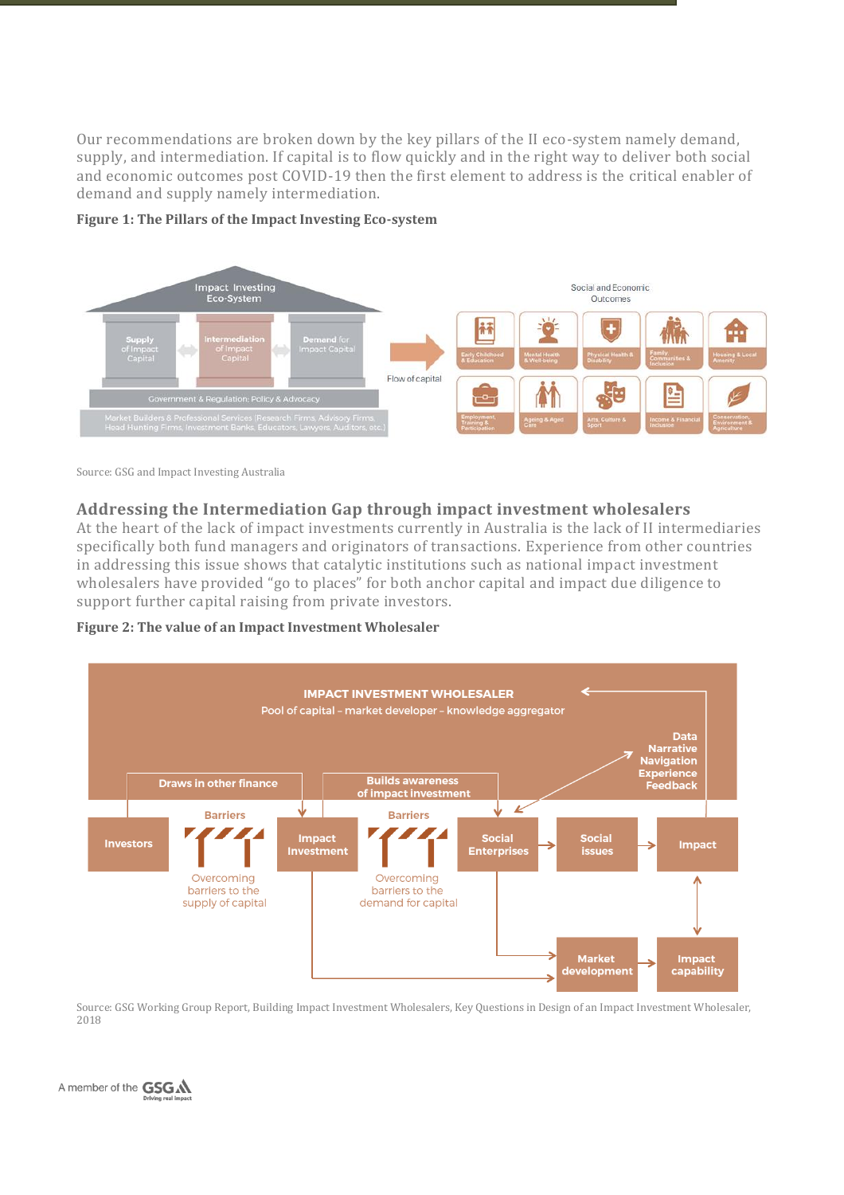Our recommendations are broken down by the key pillars of the II eco-system namely demand, supply, and intermediation. If capital is to flow quickly and in the right way to deliver both social and economic outcomes post COVID-19 then the first element to address is the critical enabler of demand and supply namely intermediation.

**Figure 1: The Pillars of the Impact Investing Eco-system**

Impact Investing Eco-System

Supply of Impact Capital

Intermediation of Impact Capital

Demand for Impact Capital

Government & Regulation: Policy & Advocacy

Market Builders & Professional Services (Research Firms, Advisory Firms, Head Hunting Firms, Investment Banks, Educators, Lawyers, Auditors, etc.)

Flow of capital

Social and Economic Outcomes

Early Childhood & Education

Mental Health & Well-being

Physical Health & Disability

Family, Communities & Inclusion

Housing & Local Amenity

Employment, Training & Participation

Ageing & Aged Care

Arts, Culture & Sport

Income & Financial Inclusion

Conservation, Environment & Agriculture

Source: GSG and Impact Investing Australia

## Addressing the Intermediation Gap through impact investment wholesalers

At the heart of the lack of impact investments currently in Australia is the lack of II intermediaries specifically both fund managers and originators of transactions. Experience from other countries in addressing this issue shows that catalytic institutions such as national impact investment wholesalers have provided "go to places" for both anchor capital and impact due diligence to support further capital raising from private investors.

**Figure 2: The value of an Impact Investment Wholesaler**

IMPACT INVESTMENT WHOLESALER

Pool of capital – market developer – knowledge aggregator

Data
Narrative
Navigation
Experience
Feedback

Draws in other finance

Builds awareness of impact investment

Investors

Barriers

Overcoming barriers to the supply of capital

Impact Investment

Barriers

Overcoming barriers to the demand for capital

Social Enterprises

Social issues

Impact

Market development

Impact capability

Source: GSG Working Group Report, Building Impact Investment Wholesalers, Key Questions in Design of an Impact Investment Wholesaler, 2018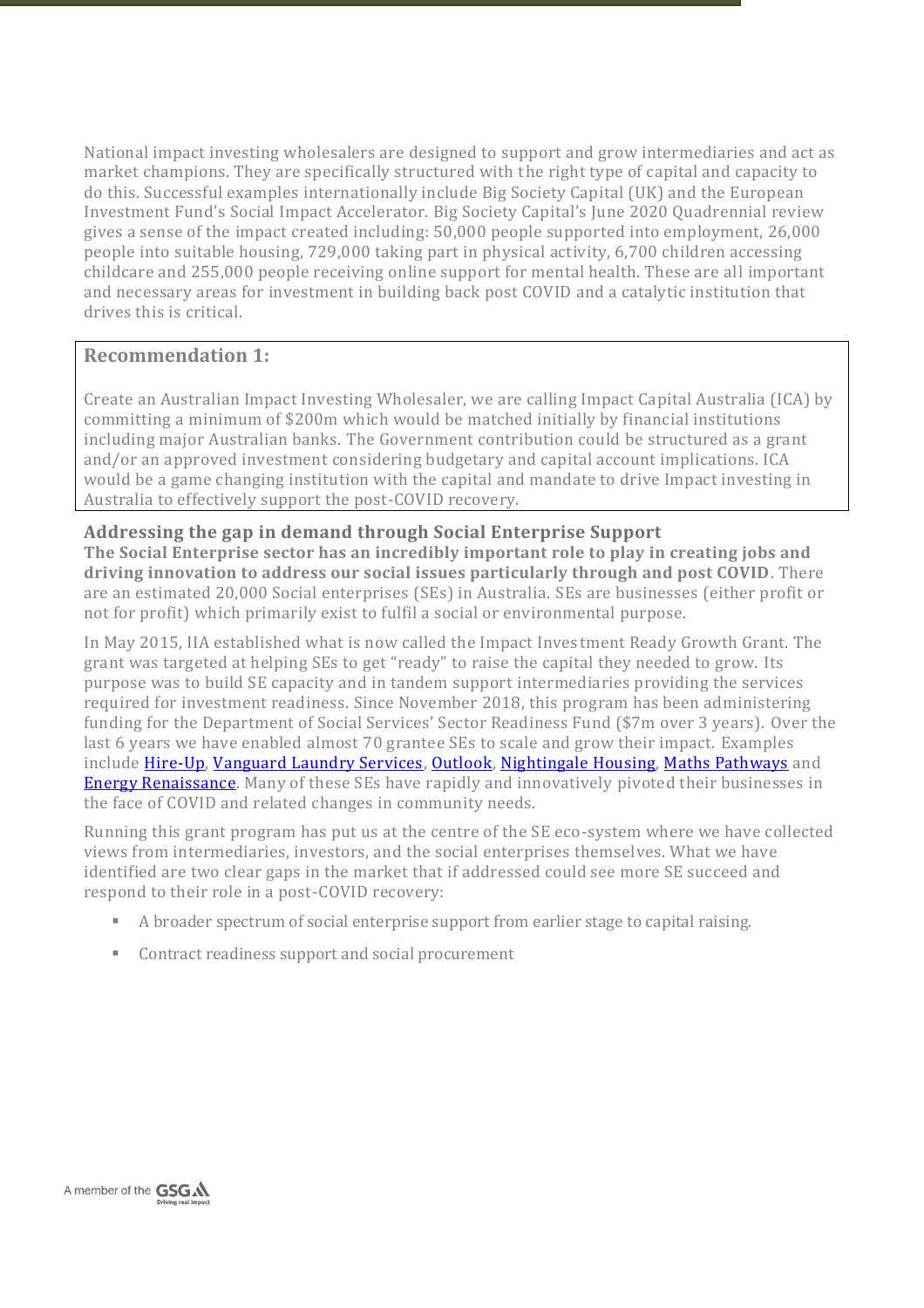National impact investing wholesalers are designed to support and grow intermediaries and act as market champions. They are specifically structured with the right type of capital and capacity to do this. Successful examples internationally include Big Society Capital (UK) and the European Investment Fund's Social Impact Accelerator. Big Society Capital's June 2020 Quadrennial review gives a sense of the impact created including: 50,000 people supported into employment, 26,000 people into suitable housing, 729,000 taking part in physical activity, 6,700 children accessing childcare and 255,000 people receiving online support for mental health. These are all important and necessary areas for investment in building back post COVID and a catalytic institution that drives this is critical.

### Recommendation 1:

Create an Australian Impact Investing Wholesaler, we are calling Impact Capital Australia (ICA) by committing a minimum of $200m which would be matched initially by financial institutions including major Australian banks. The Government contribution could be structured as a grant and/or an approved investment considering budgetary and capital account implications. ICA would be a game changing institution with the capital and mandate to drive Impact investing in Australia to effectively support the post-COVID recovery.

### Addressing the gap in demand through Social Enterprise Support

**The Social Enterprise sector has an incredibly important role to play in creating jobs and driving innovation to address our social issues particularly through and post COVID**. There are an estimated 20,000 Social enterprises (SEs) in Australia. SEs are businesses (either profit or not for profit) which primarily exist to fulfil a social or environmental purpose.

In May 2015, IIA established what is now called the Impact Investment Ready Growth Grant. The grant was targeted at helping SEs to get "ready" to raise the capital they needed to grow. Its purpose was to build SE capacity and in tandem support intermediaries providing the services required for investment readiness. Since November 2018, this program has been administering funding for the Department of Social Services' Sector Readiness Fund ($7m over 3 years). Over the last 6 years we have enabled almost 70 grantee SEs to scale and grow their impact. Examples include Hire-Up, Vanguard Laundry Services, Outlook, Nightingale Housing, Maths Pathways and Energy Renaissance. Many of these SEs have rapidly and innovatively pivoted their businesses in the face of COVID and related changes in community needs.

Running this grant program has put us at the centre of the SE eco-system where we have collected views from intermediaries, investors, and the social enterprises themselves. What we have identified are two clear gaps in the market that if addressed could see more SE succeed and respond to their role in a post-COVID recovery:

- A broader spectrum of social enterprise support from earlier stage to capital raising.
- Contract readiness support and social procurement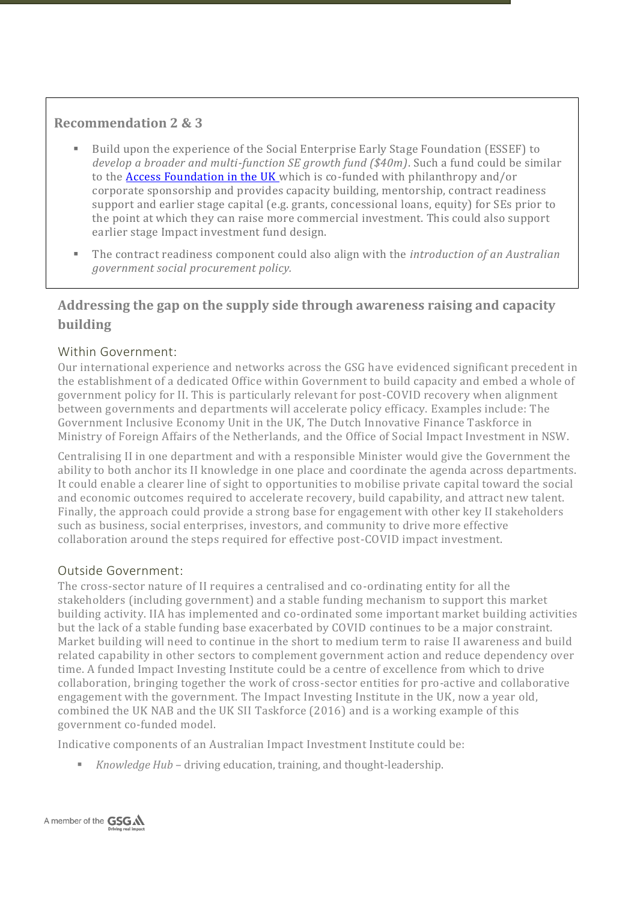**Recommendation 2 & 3**

- Build upon the experience of the Social Enterprise Early Stage Foundation (ESSEF) to *develop a broader and multi-function SE growth fund ($40m)*. Such a fund could be similar to the Access Foundation in the UK which is co-funded with philanthropy and/or corporate sponsorship and provides capacity building, mentorship, contract readiness support and earlier stage capital (e.g. grants, concessional loans, equity) for SEs prior to the point at which they can raise more commercial investment. This could also support earlier stage Impact investment fund design.
- The contract readiness component could also align with the *introduction of an Australian government social procurement policy.*

## Addressing the gap on the supply side through awareness raising and capacity building

### Within Government:

Our international experience and networks across the GSG have evidenced significant precedent in the establishment of a dedicated Office within Government to build capacity and embed a whole of government policy for II. This is particularly relevant for post-COVID recovery when alignment between governments and departments will accelerate policy efficacy. Examples include: The Government Inclusive Economy Unit in the UK, The Dutch Innovative Finance Taskforce in Ministry of Foreign Affairs of the Netherlands, and the Office of Social Impact Investment in NSW.

Centralising II in one department and with a responsible Minister would give the Government the ability to both anchor its II knowledge in one place and coordinate the agenda across departments. It could enable a clearer line of sight to opportunities to mobilise private capital toward the social and economic outcomes required to accelerate recovery, build capability, and attract new talent. Finally, the approach could provide a strong base for engagement with other key II stakeholders such as business, social enterprises, investors, and community to drive more effective collaboration around the steps required for effective post-COVID impact investment.

### Outside Government:

The cross-sector nature of II requires a centralised and co-ordinating entity for all the stakeholders (including government) and a stable funding mechanism to support this market building activity. IIA has implemented and co-ordinated some important market building activities but the lack of a stable funding base exacerbated by COVID continues to be a major constraint. Market building will need to continue in the short to medium term to raise II awareness and build related capability in other sectors to complement government action and reduce dependency over time. A funded Impact Investing Institute could be a centre of excellence from which to drive collaboration, bringing together the work of cross-sector entities for pro-active and collaborative engagement with the government. The Impact Investing Institute in the UK, now a year old, combined the UK NAB and the UK SII Taskforce (2016) and is a working example of this government co-funded model.

Indicative components of an Australian Impact Investment Institute could be:

- *Knowledge Hub* – driving education, training, and thought-leadership.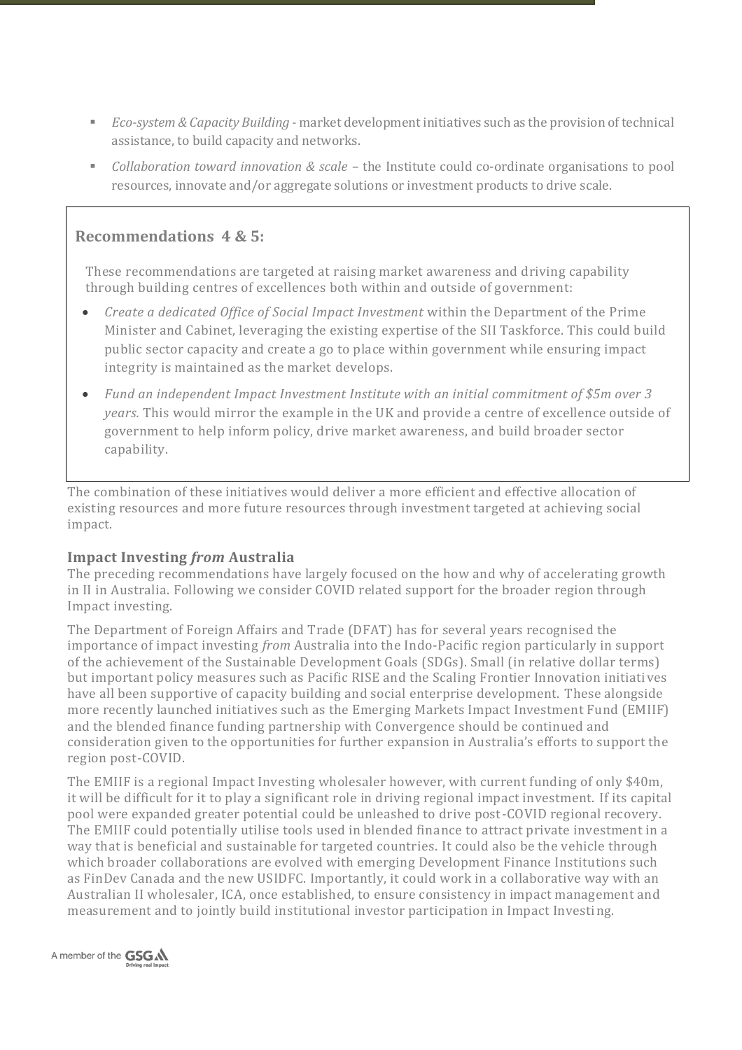- *Eco-system & Capacity Building* - market development initiatives such as the provision of technical assistance, to build capacity and networks.
- *Collaboration toward innovation & scale* – the Institute could co-ordinate organisations to pool resources, innovate and/or aggregate solutions or investment products to drive scale.

### Recommendations 4 & 5:

These recommendations are targeted at raising market awareness and driving capability through building centres of excellences both within and outside of government:

- *Create a dedicated Office of Social Impact Investment* within the Department of the Prime Minister and Cabinet, leveraging the existing expertise of the SII Taskforce. This could build public sector capacity and create a go to place within government while ensuring impact integrity is maintained as the market develops.
- *Fund an independent Impact Investment Institute with an initial commitment of $5m over 3 years.* This would mirror the example in the UK and provide a centre of excellence outside of government to help inform policy, drive market awareness, and build broader sector capability.

The combination of these initiatives would deliver a more efficient and effective allocation of existing resources and more future resources through investment targeted at achieving social impact.

### Impact Investing *from* Australia

The preceding recommendations have largely focused on the how and why of accelerating growth in II in Australia. Following we consider COVID related support for the broader region through Impact investing.

The Department of Foreign Affairs and Trade (DFAT) has for several years recognised the importance of impact investing *from* Australia into the Indo-Pacific region particularly in support of the achievement of the Sustainable Development Goals (SDGs). Small (in relative dollar terms) but important policy measures such as Pacific RISE and the Scaling Frontier Innovation initiatives have all been supportive of capacity building and social enterprise development. These alongside more recently launched initiatives such as the Emerging Markets Impact Investment Fund (EMIIF) and the blended finance funding partnership with Convergence should be continued and consideration given to the opportunities for further expansion in Australia's efforts to support the region post-COVID.

The EMIIF is a regional Impact Investing wholesaler however, with current funding of only $40m, it will be difficult for it to play a significant role in driving regional impact investment. If its capital pool were expanded greater potential could be unleashed to drive post-COVID regional recovery. The EMIIF could potentially utilise tools used in blended finance to attract private investment in a way that is beneficial and sustainable for targeted countries. It could also be the vehicle through which broader collaborations are evolved with emerging Development Finance Institutions such as FinDev Canada and the new USIDFC. Importantly, it could work in a collaborative way with an Australian II wholesaler, ICA, once established, to ensure consistency in impact management and measurement and to jointly build institutional investor participation in Impact Investing.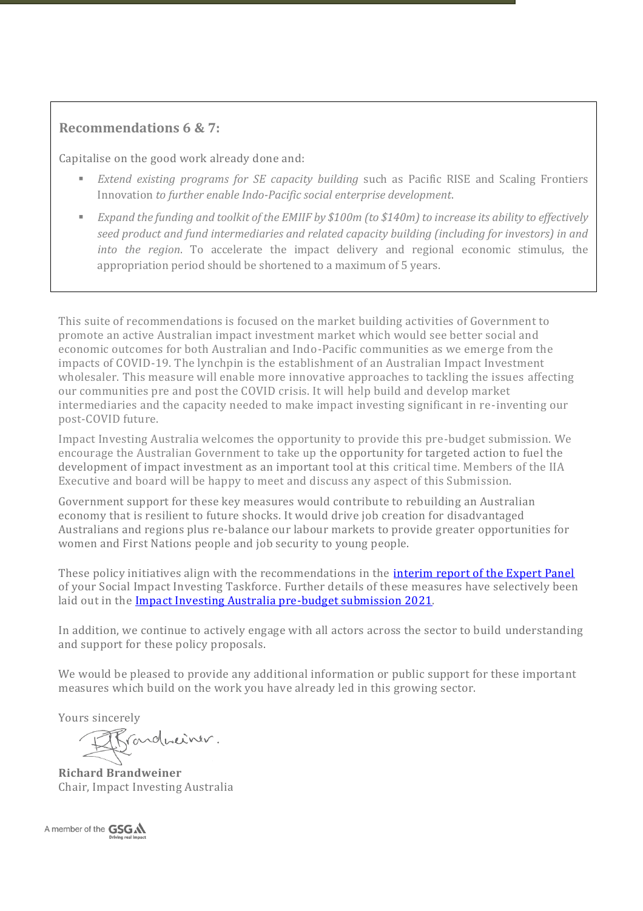### Recommendations 6 & 7:

Capitalise on the good work already done and:

- *Extend existing programs for SE capacity building* such as Pacific RISE and Scaling Frontiers Innovation *to further enable Indo-Pacific social enterprise development*.
- *Expand the funding and toolkit of the EMIIF by $100m (to $140m) to increase its ability to effectively seed product and fund intermediaries and related capacity building (including for investors) in and into the region*. To accelerate the impact delivery and regional economic stimulus, the appropriation period should be shortened to a maximum of 5 years.

This suite of recommendations is focused on the market building activities of Government to promote an active Australian impact investment market which would see better social and economic outcomes for both Australian and Indo-Pacific communities as we emerge from the impacts of COVID-19. The lynchpin is the establishment of an Australian Impact Investment wholesaler. This measure will enable more innovative approaches to tackling the issues affecting our communities pre and post the COVID crisis. It will help build and develop market intermediaries and the capacity needed to make impact investing significant in re-inventing our post-COVID future.

Impact Investing Australia welcomes the opportunity to provide this pre-budget submission. We encourage the Australian Government to take up the opportunity for targeted action to fuel the development of impact investment as an important tool at this critical time. Members of the IIA Executive and board will be happy to meet and discuss any aspect of this Submission.

Government support for these key measures would contribute to rebuilding an Australian economy that is resilient to future shocks. It would drive job creation for disadvantaged Australians and regions plus re-balance our labour markets to provide greater opportunities for women and First Nations people and job security to young people.

These policy initiatives align with the recommendations in the [interim report of the Expert Panel] of your Social Impact Investing Taskforce. Further details of these measures have selectively been laid out in the [Impact Investing Australia pre-budget submission 2021].

In addition, we continue to actively engage with all actors across the sector to build understanding and support for these policy proposals.

We would be pleased to provide any additional information or public support for these important measures which build on the work you have already led in this growing sector.

Yours sincerely

**Richard Brandweiner**
Chair, Impact Investing Australia

A member of the GSG